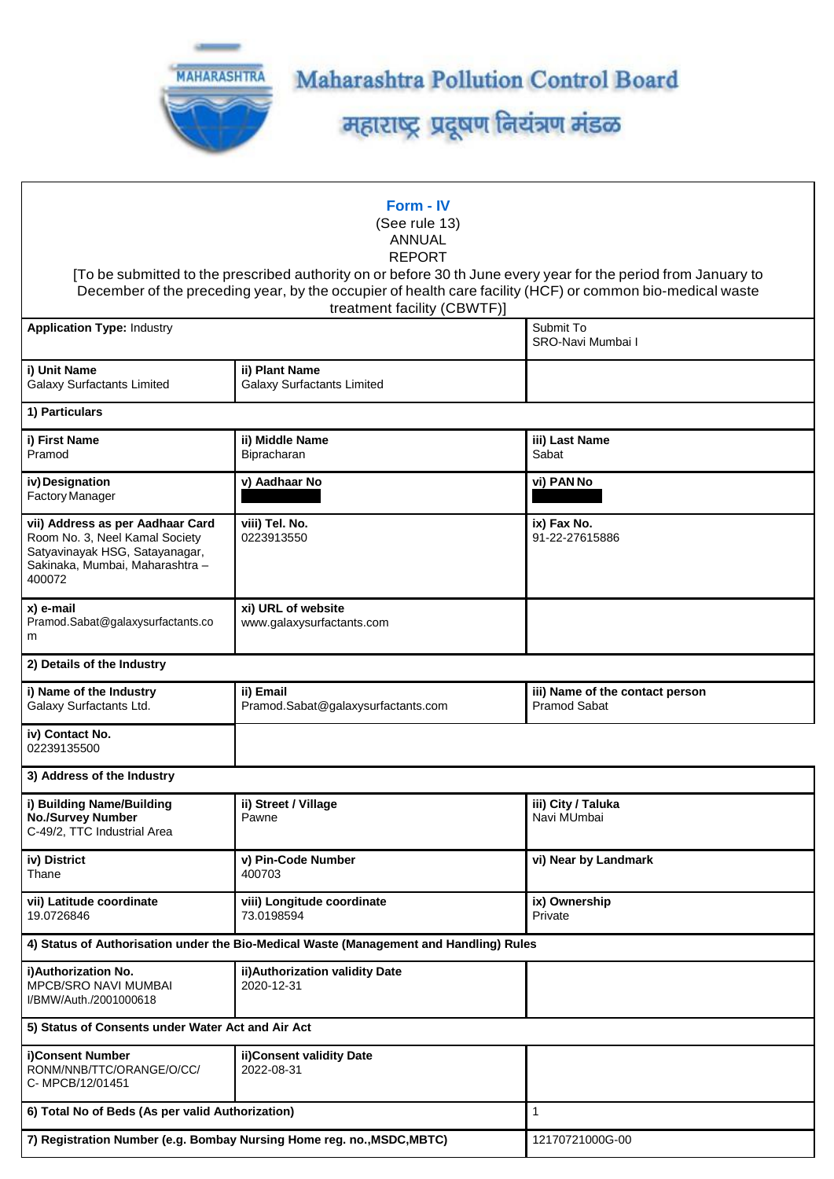# Maharashtra Pollution Control Board

# महाराष्ट्र प्रदूषण नियंत्रण मंडळ

## Form - IV

(See rule 13)

ANNUAL

REPORT

[To be submitted to the prescribed authority on or before 30 th June every year for the period from January to December of the preceding year, by the occupier of health care facility (HCF) or common bio-medical waste treatment facility (CBWTF)]

| **Application Type:** Industry | | Submit To<br>SRO-Navi Mumbai I |
|---|---|---|
| **i) Unit Name**<br>Galaxy Surfactants Limited | **ii) Plant Name**<br>Galaxy Surfactants Limited | |
| **1) Particulars** | | |
| **i) First Name**<br>Pramod | **ii) Middle Name**<br>Bipracharan | **iii) Last Name**<br>Sabat |
| **iv) Designation**<br>Factory Manager | **v) Aadhaar No** | **vi) PAN No** |
| **vii) Address as per Aadhaar Card**<br>Room No. 3, Neel Kamal Society Satyavinayak HSG, Satayanagar, Sakinaka, Mumbai, Maharashtra – 400072 | **viii) Tel. No.**<br>0223913550 | **ix) Fax No.**<br>91-22-27615886 |
| **x) e-mail**<br>Pramod.Sabat@galaxysurfactants.com | **xi) URL of website**<br>www.galaxysurfactants.com | |
| **2) Details of the Industry** | | |
| **i) Name of the Industry**<br>Galaxy Surfactants Ltd. | **ii) Email**<br>Pramod.Sabat@galaxysurfactants.com | **iii) Name of the contact person**<br>Pramod Sabat |
| **iv) Contact No.**<br>02239135500 | | |
| **3) Address of the Industry** | | |
| **i) Building Name/Building No./Survey Number**<br>C-49/2, TTC Industrial Area | **ii) Street / Village**<br>Pawne | **iii) City / Taluka**<br>Navi MUmbai |
| **iv) District**<br>Thane | **v) Pin-Code Number**<br>400703 | **vi) Near by Landmark** |
| **vii) Latitude coordinate**<br>19.0726846 | **viii) Longitude coordinate**<br>73.0198594 | **ix) Ownership**<br>Private |
| **4) Status of Authorisation under the Bio-Medical Waste (Management and Handling) Rules** | | |
| **i)Authorization No.**<br>MPCB/SRO NAVI MUMBAI I/BMW/Auth./2001000618 | **ii)Authorization validity Date**<br>2020-12-31 | |
| **5) Status of Consents under Water Act and Air Act** | | |
| **i)Consent Number**<br>RONM/NNB/TTC/ORANGE/O/CC/C- MPCB/12/01451 | **ii)Consent validity Date**<br>2022-08-31 | |
| **6) Total No of Beds (As per valid Authorization)** | | 1 |
| **7) Registration Number (e.g. Bombay Nursing Home reg. no.,MSDC,MBTC)** | | 12170721000G-00 |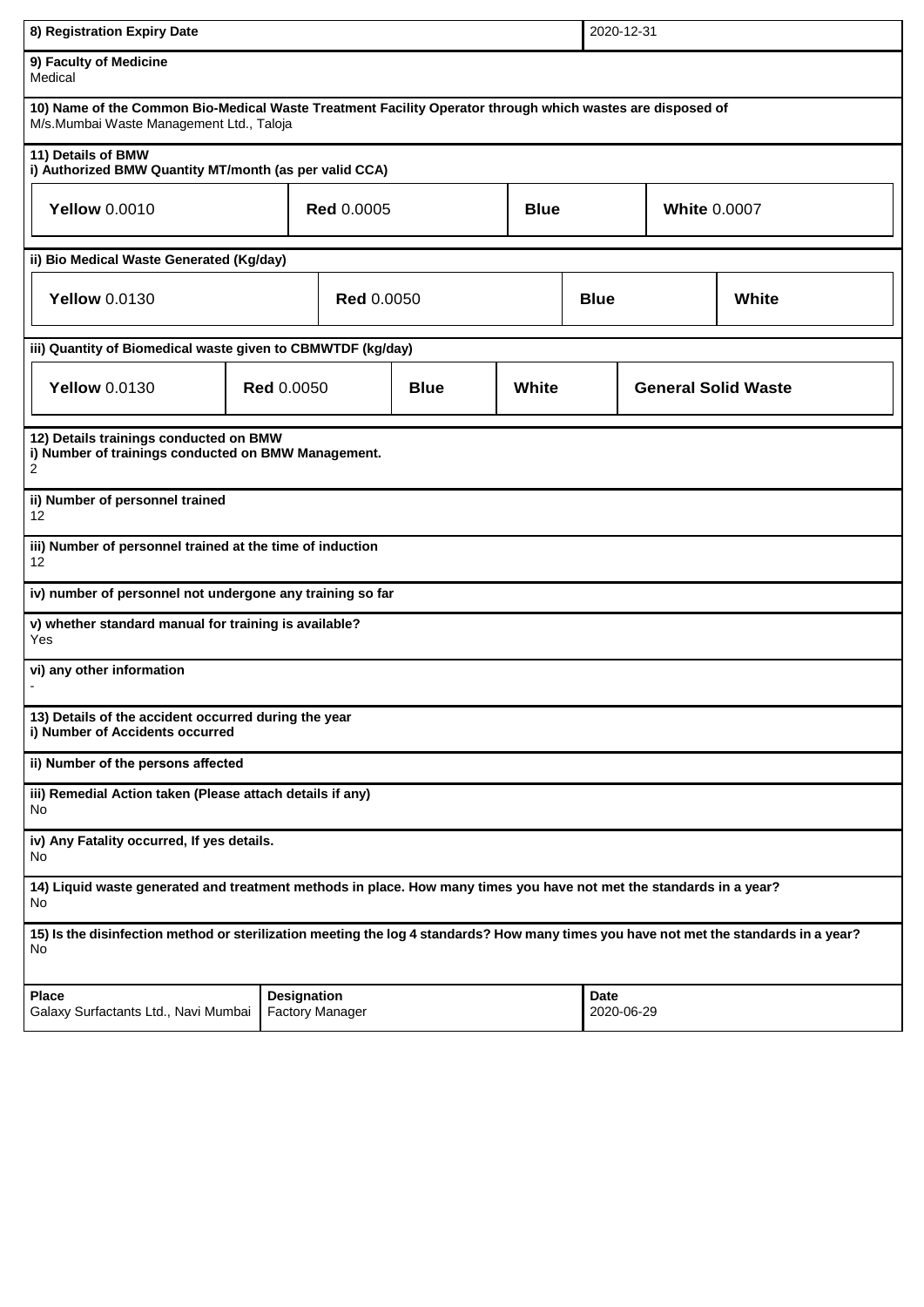| | |
|---|---|
| **8) Registration Expiry Date** | 2020-12-31 |

**9) Faculty of Medicine**
Medical

**10) Name of the Common Bio-Medical Waste Treatment Facility Operator through which wastes are disposed of**
M/s.Mumbai Waste Management Ltd., Taloja

**11) Details of BMW**
**i) Authorized BMW Quantity MT/month (as per valid CCA)**

| | | | |
|---|---|---|---|
| **Yellow** 0.0010 | **Red** 0.0005 | **Blue** | **White** 0.0007 |

**ii) Bio Medical Waste Generated (Kg/day)**

| | | | |
|---|---|---|---|
| **Yellow** 0.0130 | **Red** 0.0050 | **Blue** | **White** |

**iii) Quantity of Biomedical waste given to CBMWTDF (kg/day)**

| | | | | |
|---|---|---|---|---|
| **Yellow** 0.0130 | **Red** 0.0050 | **Blue** | **White** | **General Solid Waste** |

**12) Details trainings conducted on BMW**
**i) Number of trainings conducted on BMW Management.**
2

**ii) Number of personnel trained**
12

**iii) Number of personnel trained at the time of induction**
12

**iv) number of personnel not undergone any training so far**

**v) whether standard manual for training is available?**
Yes

**vi) any other information**
-

**13) Details of the accident occurred during the year**
**i) Number of Accidents occurred**

**ii) Number of the persons affected**

**iii) Remedial Action taken (Please attach details if any)**
No

**iv) Any Fatality occurred, If yes details.**
No

**14) Liquid waste generated and treatment methods in place. How many times you have not met the standards in a year?**
No

**15) Is the disinfection method or sterilization meeting the log 4 standards? How many times you have not met the standards in a year?**
No

| **Place** | **Designation** | **Date** |
|---|---|---|
| Galaxy Surfactants Ltd., Navi Mumbai | Factory Manager | 2020-06-29 |